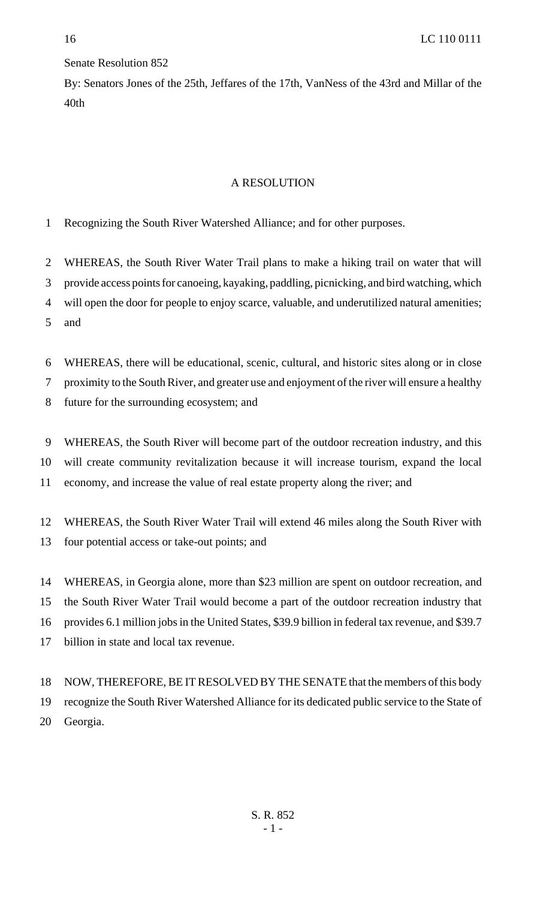Senate Resolution 852

By: Senators Jones of the 25th, Jeffares of the 17th, VanNess of the 43rd and Millar of the 40th

# A RESOLUTION

Recognizing the South River Watershed Alliance; and for other purposes.

WHEREAS, the South River Water Trail plans to make a hiking trail on water that will provide access points for canoeing, kayaking, paddling, picnicking, and bird watching, which will open the door for people to enjoy scarce, valuable, and underutilized natural amenities; and

WHEREAS, there will be educational, scenic, cultural, and historic sites along or in close proximity to the South River, and greater use and enjoyment of the river will ensure a healthy future for the surrounding ecosystem; and

WHEREAS, the South River will become part of the outdoor recreation industry, and this will create community revitalization because it will increase tourism, expand the local economy, and increase the value of real estate property along the river; and

WHEREAS, the South River Water Trail will extend 46 miles along the South River with four potential access or take-out points; and

WHEREAS, in Georgia alone, more than $23 million are spent on outdoor recreation, and the South River Water Trail would become a part of the outdoor recreation industry that provides 6.1 million jobs in the United States, $39.9 billion in federal tax revenue, and $39.7 billion in state and local tax revenue.

NOW, THEREFORE, BE IT RESOLVED BY THE SENATE that the members of this body recognize the South River Watershed Alliance for its dedicated public service to the State of Georgia.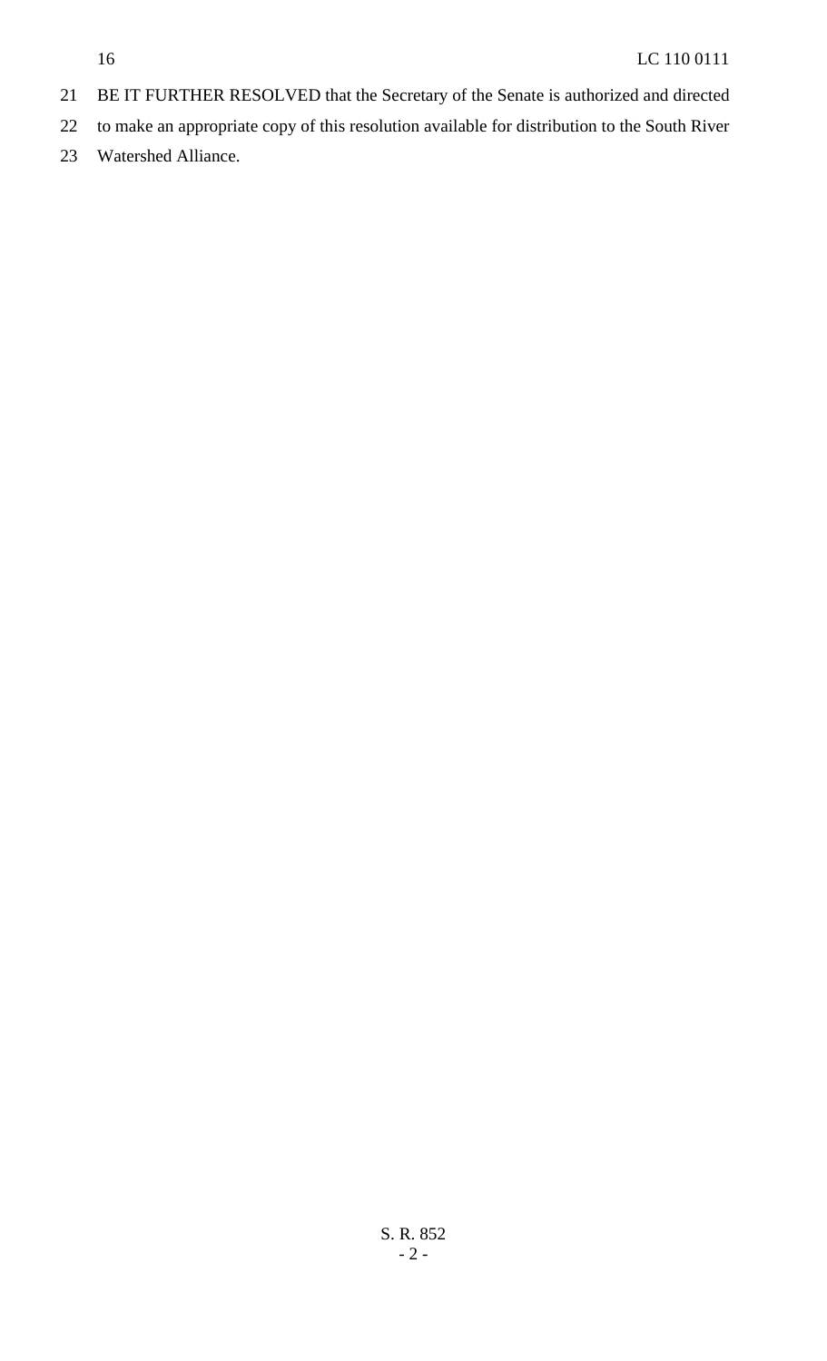BE IT FURTHER RESOLVED that the Secretary of the Senate is authorized and directed to make an appropriate copy of this resolution available for distribution to the South River Watershed Alliance.